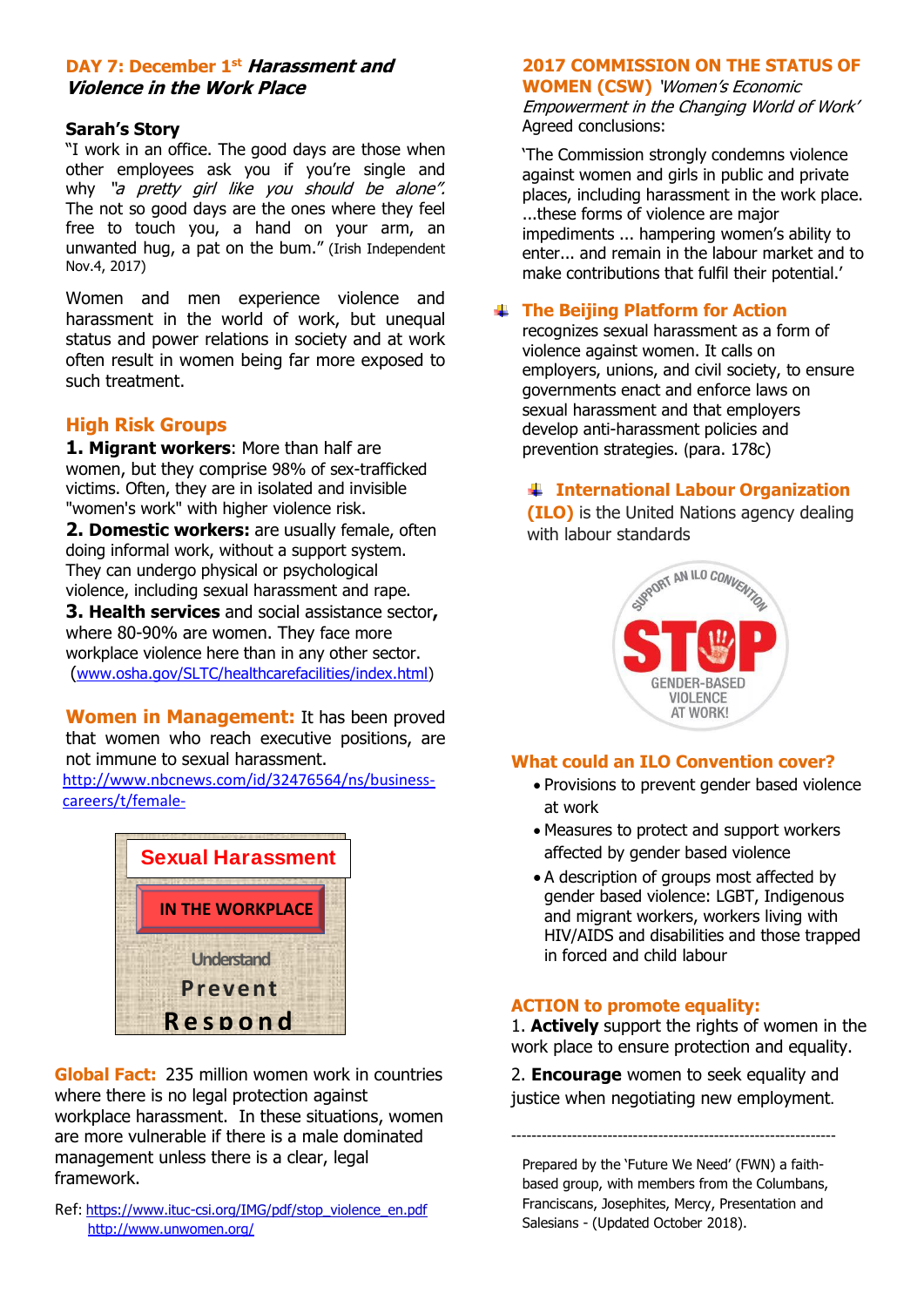## DAY 7: December 1st *Harassment and Violence in the Work Place*

### Sarah's Story

"I work in an office. The good days are those when other employees ask you if you're single and why *"a pretty girl like you should be alone".* The not so good days are the ones where they feel free to touch you, a hand on your arm, an unwanted hug, a pat on the bum." (Irish Independent Nov.4, 2017)

Women and men experience violence and harassment in the world of work, but unequal status and power relations in society and at work often result in women being far more exposed to such treatment.

### High Risk Groups

**1. Migrant workers**: More than half are women, but they comprise 98% of sex-trafficked victims. Often, they are in isolated and invisible "women's work" with higher violence risk.

**2. Domestic workers:** are usually female, often doing informal work, without a support system. They can undergo physical or psychological violence, including sexual harassment and rape.

**3. Health services** and social assistance sector**,** where 80-90% are women. They face more workplace violence here than in any other sector. (www.osha.gov/SLTC/healthcarefacilities/index.html)

**Women in Management:** It has been proved that women who reach executive positions, are not immune to sexual harassment.
http://www.nbcnews.com/id/32476564/ns/business-careers/t/female-

**Sexual Harassment**

**IN THE WORKPLACE**

Understand
Prevent
Respond

**Global Fact:** 235 million women work in countries where there is no legal protection against workplace harassment. In these situations, women are more vulnerable if there is a male dominated management unless there is a clear, legal framework.

Ref: https://www.ituc-csi.org/IMG/pdf/stop_violence_en.pdf
http://www.unwomen.org/

### 2017 COMMISSION ON THE STATUS OF WOMEN (CSW) *'Women's Economic Empowerment in the Changing World of Work'*

Agreed conclusions:

'The Commission strongly condemns violence against women and girls in public and private places, including harassment in the work place. ...these forms of violence are major impediments ... hampering women's ability to enter... and remain in the labour market and to make contributions that fulfil their potential.'

### The Beijing Platform for Action

recognizes sexual harassment as a form of violence against women. It calls on employers, unions, and civil society, to ensure governments enact and enforce laws on sexual harassment and that employers develop anti-harassment policies and prevention strategies. (para. 178c)

### International Labour Organization (ILO)

is the United Nations agency dealing with labour standards

SUPPORT AN ILO CONVENTION
STOP
GENDER-BASED VIOLENCE AT WORK!

### What could an ILO Convention cover?

- Provisions to prevent gender based violence at work
- Measures to protect and support workers affected by gender based violence
- A description of groups most affected by gender based violence: LGBT, Indigenous and migrant workers, workers living with HIV/AIDS and disabilities and those trapped in forced and child labour

### ACTION to promote equality:

1. **Actively** support the rights of women in the work place to ensure protection and equality.

2. **Encourage** women to seek equality and justice when negotiating new employment.

---

Prepared by the 'Future We Need' (FWN) a faith-based group, with members from the Columbans, Franciscans, Josephites, Mercy, Presentation and Salesians - (Updated October 2018).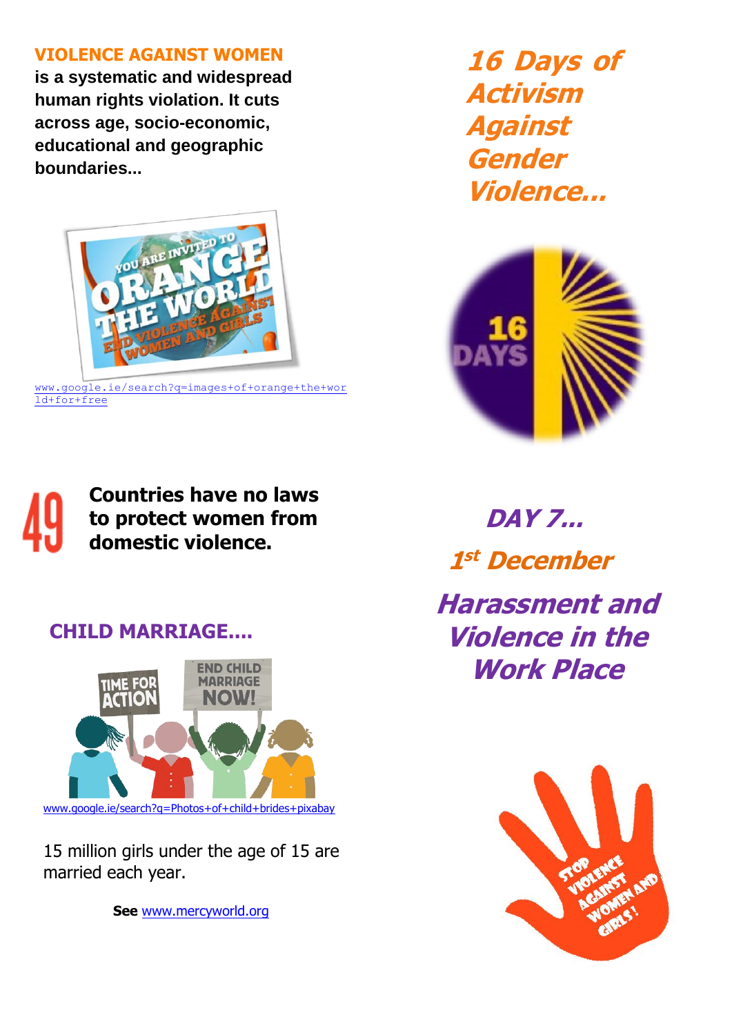**VIOLENCE AGAINST WOMEN** is a systematic and widespread human rights violation. It cuts across age, socio-economic, educational and geographic boundaries...

www.google.ie/search?q=images+of+orange+the+world+for+free

**49** **Countries have no laws to protect women from domestic violence.**

## CHILD MARRIAGE....

www.google.ie/search?q=Photos+of+child+brides+pixabay

15 million girls under the age of 15 are married each year.

**See** www.mercyworld.org

# *16 Days of Activism Against Gender Violence...*

## *DAY 7...*

## *1st December*

## *Harassment and Violence in the Work Place*